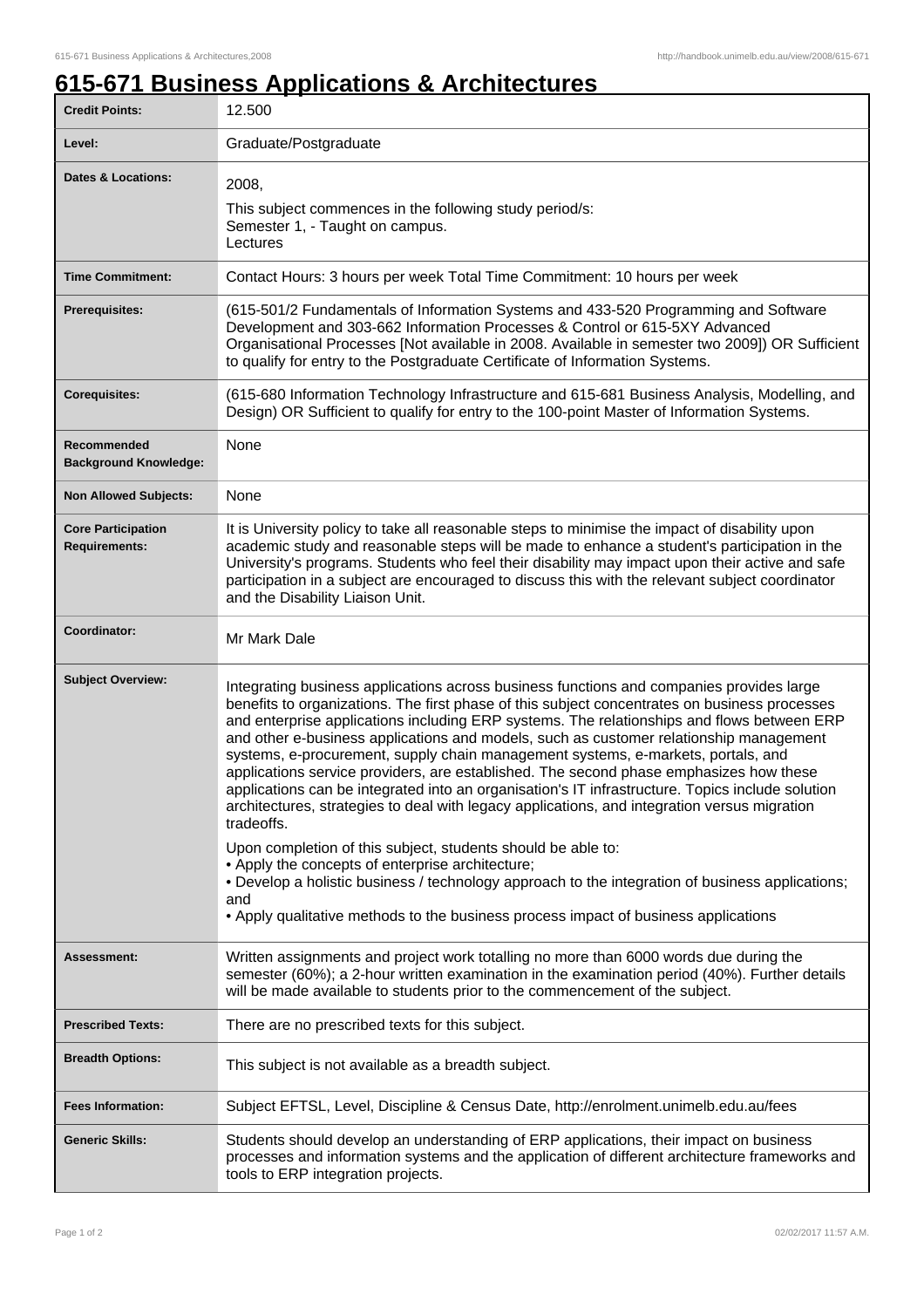# 615-671 Business Applications & Architectures

| | |
|---|---|
| **Credit Points:** | 12.500 |
| **Level:** | Graduate/Postgraduate |
| **Dates & Locations:** | 2008,<br>This subject commences in the following study period/s:<br>Semester 1, - Taught on campus.<br>Lectures |
| **Time Commitment:** | Contact Hours: 3 hours per week Total Time Commitment: 10 hours per week |
| **Prerequisites:** | (615-501/2 Fundamentals of Information Systems and 433-520 Programming and Software Development and 303-662 Information Processes & Control or 615-5XY Advanced Organisational Processes [Not available in 2008. Available in semester two 2009]) OR Sufficient to qualify for entry to the Postgraduate Certificate of Information Systems. |
| **Corequisites:** | (615-680 Information Technology Infrastructure and 615-681 Business Analysis, Modelling, and Design) OR Sufficient to qualify for entry to the 100-point Master of Information Systems. |
| **Recommended Background Knowledge:** | None |
| **Non Allowed Subjects:** | None |
| **Core Participation Requirements:** | It is University policy to take all reasonable steps to minimise the impact of disability upon academic study and reasonable steps will be made to enhance a student's participation in the University's programs. Students who feel their disability may impact upon their active and safe participation in a subject are encouraged to discuss this with the relevant subject coordinator and the Disability Liaison Unit. |
| **Coordinator:** | Mr Mark Dale |
| **Subject Overview:** | Integrating business applications across business functions and companies provides large benefits to organizations. The first phase of this subject concentrates on business processes and enterprise applications including ERP systems. The relationships and flows between ERP and other e-business applications and models, such as customer relationship management systems, e-procurement, supply chain management systems, e-markets, portals, and applications service providers, are established. The second phase emphasizes how these applications can be integrated into an organisation's IT infrastructure. Topics include solution architectures, strategies to deal with legacy applications, and integration versus migration tradeoffs.<br>Upon completion of this subject, students should be able to:<br>• Apply the concepts of enterprise architecture;<br>• Develop a holistic business / technology approach to the integration of business applications; and<br>• Apply qualitative methods to the business process impact of business applications |
| **Assessment:** | Written assignments and project work totalling no more than 6000 words due during the semester (60%); a 2-hour written examination in the examination period (40%). Further details will be made available to students prior to the commencement of the subject. |
| **Prescribed Texts:** | There are no prescribed texts for this subject. |
| **Breadth Options:** | This subject is not available as a breadth subject. |
| **Fees Information:** | Subject EFTSL, Level, Discipline & Census Date, http://enrolment.unimelb.edu.au/fees |
| **Generic Skills:** | Students should develop an understanding of ERP applications, their impact on business processes and information systems and the application of different architecture frameworks and tools to ERP integration projects. |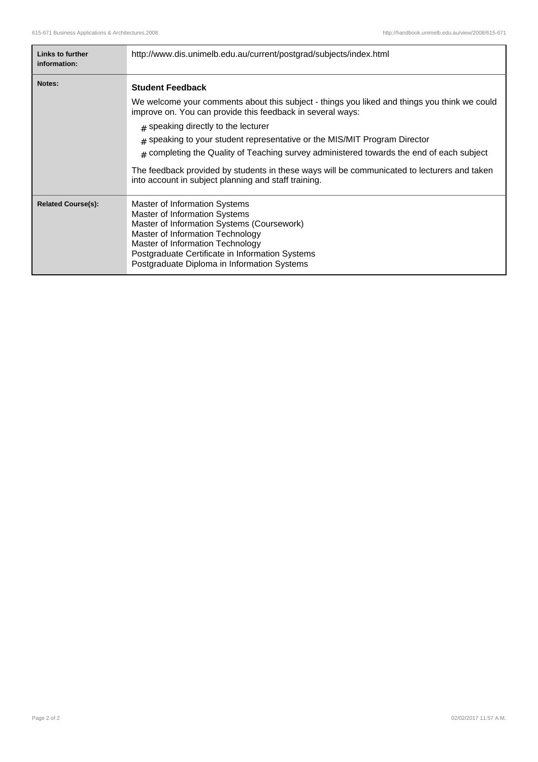| | |
|---|---|
| **Links to further information:** | http://www.dis.unimelb.edu.au/current/postgrad/subjects/index.html |
| **Notes:** | **Student Feedback**<br><br>We welcome your comments about this subject - things you liked and things you think we could improve on. You can provide this feedback in several ways:<br><br># speaking directly to the lecturer<br># speaking to your student representative or the MIS/MIT Program Director<br># completing the Quality of Teaching survey administered towards the end of each subject<br><br>The feedback provided by students in these ways will be communicated to lecturers and taken into account in subject planning and staff training. |
| **Related Course(s):** | Master of Information Systems<br>Master of Information Systems<br>Master of Information Systems (Coursework)<br>Master of Information Technology<br>Master of Information Technology<br>Postgraduate Certificate in Information Systems<br>Postgraduate Diploma in Information Systems |